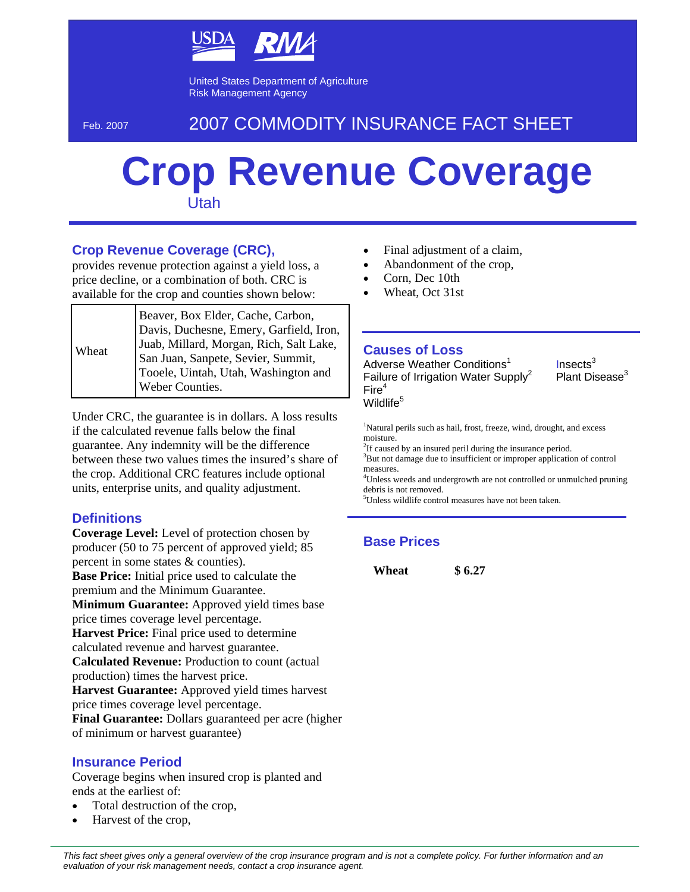USDA RMA

United States Department of Agriculture
Risk Management Agency

Feb. 2007

2007 COMMODITY INSURANCE FACT SHEET

# Crop Revenue Coverage

Utah

## Crop Revenue Coverage (CRC),

provides revenue protection against a yield loss, a price decline, or a combination of both. CRC is available for the crop and counties shown below:

| | |
|---|---|
| Wheat | Beaver, Box Elder, Cache, Carbon, Davis, Duchesne, Emery, Garfield, Iron, Juab, Millard, Morgan, Rich, Salt Lake, San Juan, Sanpete, Sevier, Summit, Tooele, Uintah, Utah, Washington and Weber Counties. |

Under CRC, the guarantee is in dollars. A loss results if the calculated revenue falls below the final guarantee. Any indemnity will be the difference between these two values times the insured's share of the crop. Additional CRC features include optional units, enterprise units, and quality adjustment.

## Definitions

**Coverage Level:** Level of protection chosen by producer (50 to 75 percent of approved yield; 85 percent in some states & counties).
**Base Price:** Initial price used to calculate the premium and the Minimum Guarantee.
**Minimum Guarantee:** Approved yield times base price times coverage level percentage.
**Harvest Price:** Final price used to determine calculated revenue and harvest guarantee.
**Calculated Revenue:** Production to count (actual production) times the harvest price.
**Harvest Guarantee:** Approved yield times harvest price times coverage level percentage.
**Final Guarantee:** Dollars guaranteed per acre (higher of minimum or harvest guarantee)

## Insurance Period

Coverage begins when insured crop is planted and ends at the earliest of:

- Total destruction of the crop,
- Harvest of the crop,
- Final adjustment of a claim,
- Abandonment of the crop,
- Corn, Dec 10th
- Wheat, Oct 31st

## Causes of Loss

Adverse Weather Conditions[1]
Failure of Irrigation Water Supply[2]
Fire[4]
Wildlife[5]
Insects[3]
Plant Disease[3]

[1]Natural perils such as hail, frost, freeze, wind, drought, and excess moisture.
[2]If caused by an insured peril during the insurance period.
[3]But not damage due to insufficient or improper application of control measures.
[4]Unless weeds and undergrowth are not controlled or unmulched pruning debris is not removed.
[5]Unless wildlife control measures have not been taken.

## Base Prices

| | |
|---|---|
| **Wheat** | **$ 6.27** |

*This fact sheet gives only a general overview of the crop insurance program and is not a complete policy. For further information and an evaluation of your risk management needs, contact a crop insurance agent.*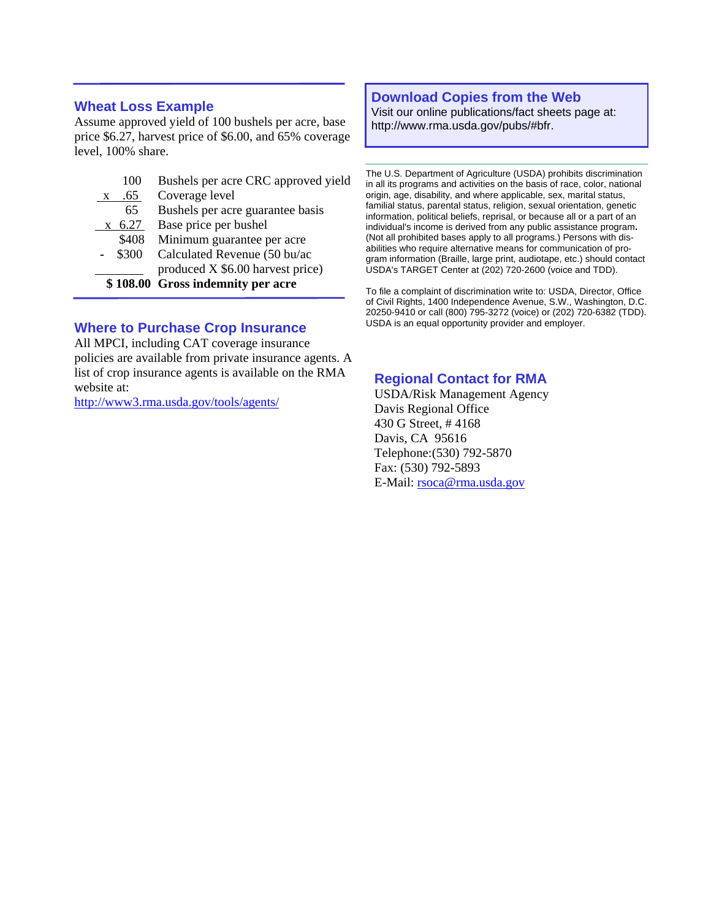## Wheat Loss Example

Assume approved yield of 100 bushels per acre, base price $6.27, harvest price of $6.00, and 65% coverage level, 100% share.

| | |
|---|---|
| 100 | Bushels per acre CRC approved yield |
| x .65 | Coverage level |
| 65 | Bushels per acre guarantee basis |
| x 6.27 | Base price per bushel |
| $408 | Minimum guarantee per acre |
| - $300 | Calculated Revenue (50 bu/ac produced X $6.00 harvest price) |
| **$ 108.00** | **Gross indemnity per acre** |

## Where to Purchase Crop Insurance

All MPCI, including CAT coverage insurance policies are available from private insurance agents. A list of crop insurance agents is available on the RMA website at:

http://www3.rma.usda.gov/tools/agents/

## Download Copies from the Web

Visit our online publications/fact sheets page at: http://www.rma.usda.gov/pubs/#bfr.

The U.S. Department of Agriculture (USDA) prohibits discrimination in all its programs and activities on the basis of race, color, national origin, age, disability, and where applicable, sex, marital status, familial status, parental status, religion, sexual orientation, genetic information, political beliefs, reprisal, or because all or a part of an individual's income is derived from any public assistance program. (Not all prohibited bases apply to all programs.) Persons with disabilities who require alternative means for communication of program information (Braille, large print, audiotape, etc.) should contact USDA's TARGET Center at (202) 720-2600 (voice and TDD).

To file a complaint of discrimination write to: USDA, Director, Office of Civil Rights, 1400 Independence Avenue, S.W., Washington, D.C. 20250-9410 or call (800) 795-3272 (voice) or (202) 720-6382 (TDD). USDA is an equal opportunity provider and employer.

## Regional Contact for RMA

USDA/Risk Management Agency
Davis Regional Office
430 G Street, # 4168
Davis, CA 95616
Telephone:(530) 792-5870
Fax: (530) 792-5893
E-Mail: rsoca@rma.usda.gov